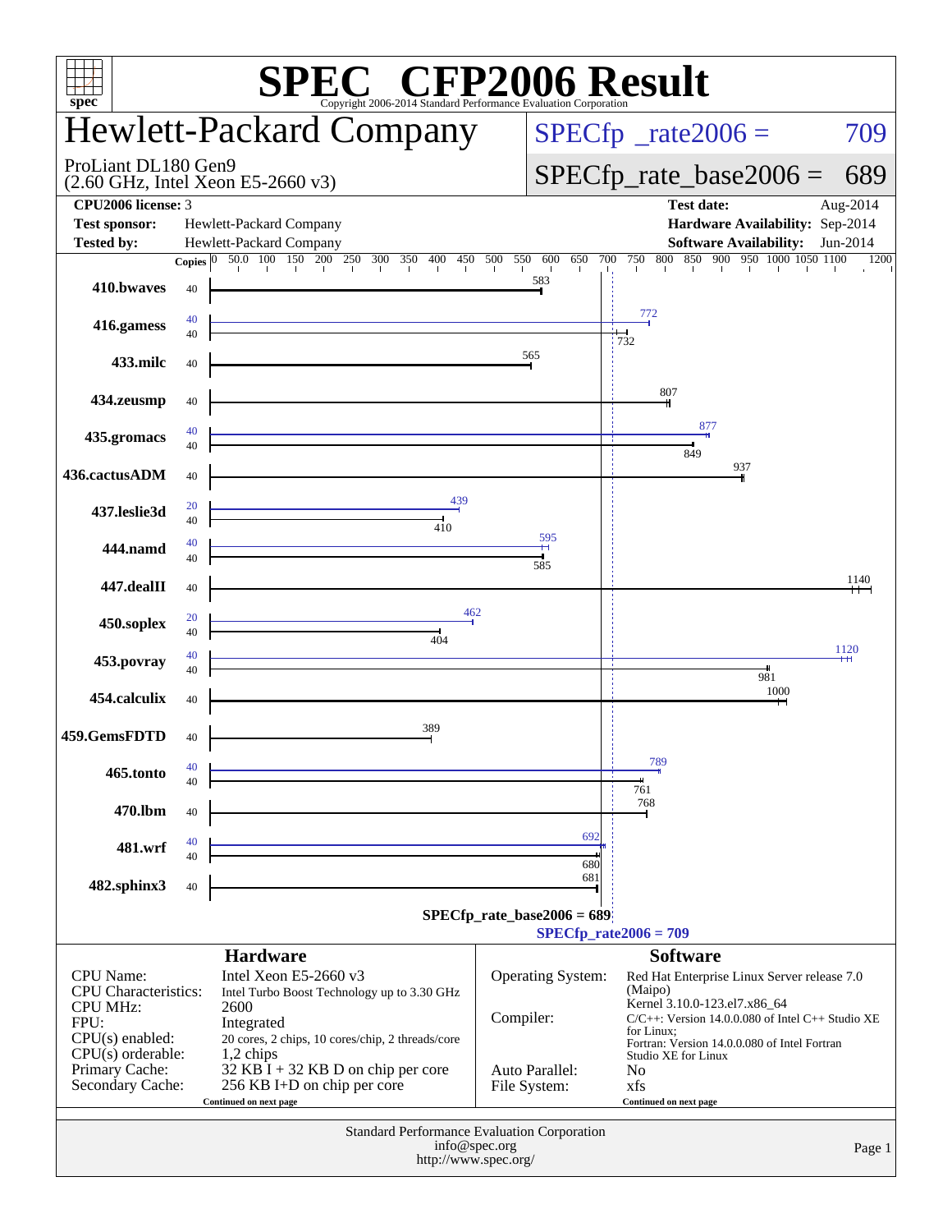# SPEC CFP2006 Result

Copyright 2006-2014 Standard Performance Evaluation Corporation

## Hewlett-Packard Company

ProLiant DL180 Gen9
(2.60 GHz, Intel Xeon E5-2660 v3)

SPECfp_rate2006 = 709

SPECfp_rate_base2006 = 689

| | | | |
|---|---|---|---|
| **CPU2006 license:** | 3 | **Test date:** | Aug-2014 |
| **Test sponsor:** | Hewlett-Packard Company | **Hardware Availability:** | Sep-2014 |
| **Tested by:** | Hewlett-Packard Company | **Software Availability:** | Jun-2014 |

| Benchmark | Copies (peak) | Peak | Copies (base) | Base |
|---|---|---|---|---|
| 410.bwaves | | | 40 | 583 |
| 416.gamess | 40 | 772 | 40 | 732 |
| 433.milc | | | 40 | 565 |
| 434.zeusmp | | | 40 | 807 |
| 435.gromacs | 40 | 877 | 40 | 849 |
| 436.cactusADM | | | 40 | 937 |
| 437.leslie3d | 20 | 439 | 40 | 410 |
| 444.namd | 40 | 595 | 40 | 585 |
| 447.dealII | | | 40 | 1140 |
| 450.soplex | 20 | 462 | 40 | 404 |
| 453.povray | 40 | 1120 | 40 | 981 |
| 454.calculix | | | 40 | 1000 |
| 459.GemsFDTD | | | 40 | 389 |
| 465.tonto | 40 | 789 | 40 | 761 |
| 470.lbm | | | 40 | 768 |
| 481.wrf | 40 | 692 | 40 | 680 |
| 482.sphinx3 | | | 40 | 681 |

SPECfp_rate_base2006 = 689

SPECfp_rate2006 = 709

### Hardware

| | |
|---|---|
| CPU Name: | Intel Xeon E5-2660 v3 |
| CPU Characteristics: | Intel Turbo Boost Technology up to 3.30 GHz |
| CPU MHz: | 2600 |
| FPU: | Integrated |
| CPU(s) enabled: | 20 cores, 2 chips, 10 cores/chip, 2 threads/core |
| CPU(s) orderable: | 1,2 chips |
| Primary Cache: | 32 KB I + 32 KB D on chip per core |
| Secondary Cache: | 256 KB I+D on chip per core |

Continued on next page

### Software

| | |
|---|---|
| Operating System: | Red Hat Enterprise Linux Server release 7.0 (Maipo) Kernel 3.10.0-123.el7.x86_64 |
| Compiler: | C/C++: Version 14.0.0.080 of Intel C++ Studio XE for Linux; Fortran: Version 14.0.0.080 of Intel Fortran Studio XE for Linux |
| Auto Parallel: | No |
| File System: | xfs |

Continued on next page

Standard Performance Evaluation Corporation
info@spec.org
http://www.spec.org/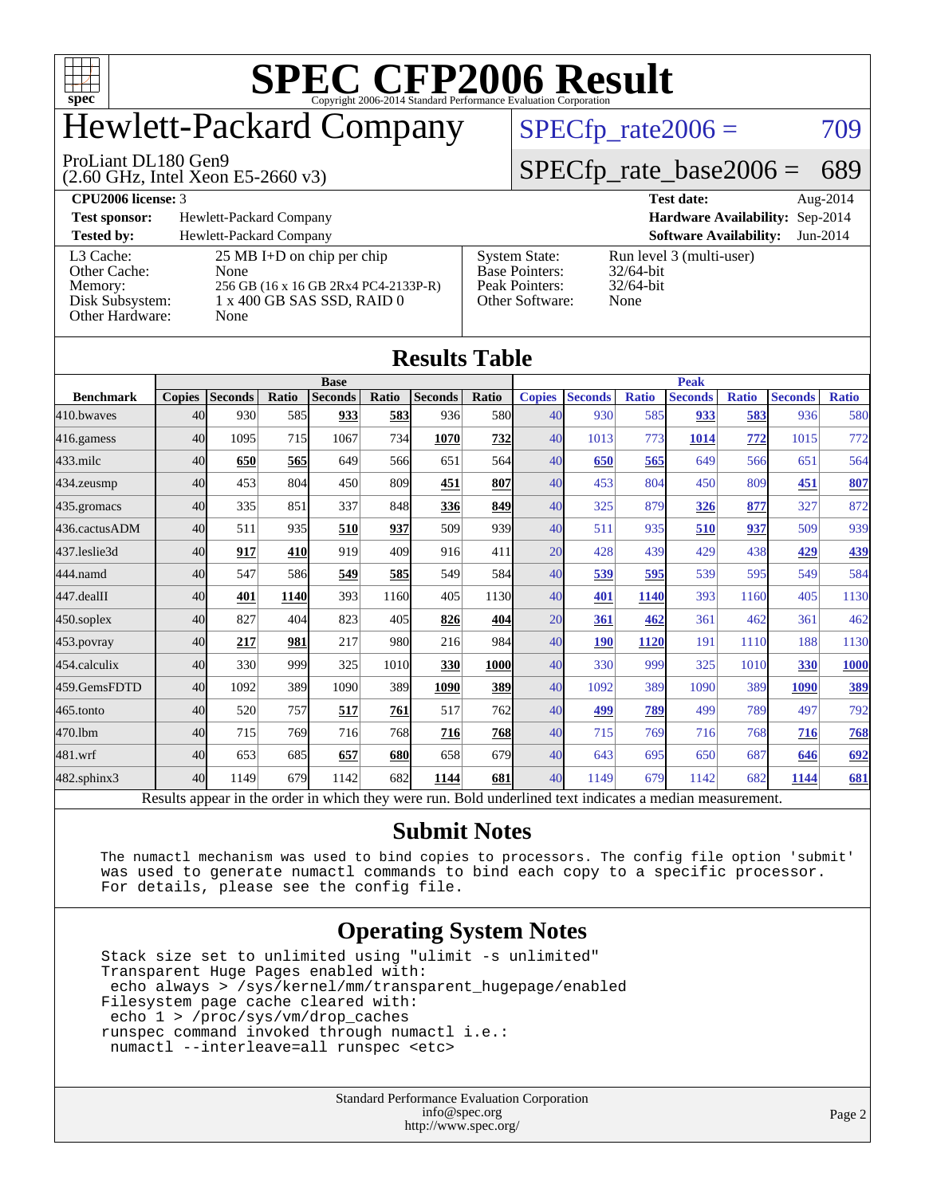# SPEC CFP2006 Result

Copyright 2006-2014 Standard Performance Evaluation Corporation

# Hewlett-Packard Company

ProLiant DL180 Gen9
(2.60 GHz, Intel Xeon E5-2660 v3)

SPECfp_rate2006 = 709

SPECfp_rate_base2006 = 689

| | | | |
|---|---|---|---|
| **CPU2006 license:** 3 | | **Test date:** | Aug-2014 |
| **Test sponsor:** | Hewlett-Packard Company | **Hardware Availability:** | Sep-2014 |
| **Tested by:** | Hewlett-Packard Company | **Software Availability:** | Jun-2014 |

| | | | |
|---|---|---|---|
| L3 Cache: | 25 MB I+D on chip per chip | System State: | Run level 3 (multi-user) |
| Other Cache: | None | Base Pointers: | 32/64-bit |
| Memory: | 256 GB (16 x 16 GB 2Rx4 PC4-2133P-R) | Peak Pointers: | 32/64-bit |
| Disk Subsystem: | 1 x 400 GB SAS SSD, RAID 0 | Other Software: | None |
| Other Hardware: | None | | |

## Results Table

| | Base | | | | | | | Peak | | | | | | |
|---|---|---|---|---|---|---|---|---|---|---|---|---|---|---|
| **Benchmark** | **Copies** | **Seconds** | **Ratio** | **Seconds** | **Ratio** | **Seconds** | **Ratio** | **Copies** | **Seconds** | **Ratio** | **Seconds** | **Ratio** | **Seconds** | **Ratio** |
| 410.bwaves | 40 | 930 | 585 | **933** | **583** | 936 | 580 | 40 | 930 | 585 | **933** | **583** | 936 | 580 |
| 416.gamess | 40 | 1095 | 715 | 1067 | 734 | **1070** | **732** | 40 | 1013 | 773 | **1014** | **772** | 1015 | 772 |
| 433.milc | 40 | **650** | **565** | 649 | 566 | 651 | 564 | 40 | **650** | **565** | 649 | 566 | 651 | 564 |
| 434.zeusmp | 40 | 453 | 804 | 450 | 809 | **451** | **807** | 40 | 453 | 804 | 450 | 809 | **451** | **807** |
| 435.gromacs | 40 | 335 | 851 | 337 | 848 | **336** | **849** | 40 | 325 | 879 | **326** | **877** | 327 | 872 |
| 436.cactusADM | 40 | 511 | 935 | **510** | **937** | 509 | 939 | 40 | 511 | 935 | **510** | **937** | 509 | 939 |
| 437.leslie3d | 40 | **917** | **410** | 919 | 409 | 916 | 411 | 20 | 428 | 439 | 429 | 438 | **429** | **439** |
| 444.namd | 40 | 547 | 586 | **549** | **585** | 549 | 584 | 40 | **539** | **595** | 539 | 595 | 549 | 584 |
| 447.dealII | 40 | **401** | **1140** | 393 | 1160 | 405 | 1130 | 40 | **401** | **1140** | 393 | 1160 | 405 | 1130 |
| 450.soplex | 40 | 827 | 404 | 823 | 405 | **826** | **404** | 20 | **361** | **462** | 361 | 462 | 361 | 462 |
| 453.povray | 40 | **217** | **981** | 217 | 980 | 216 | 984 | 40 | **190** | **1120** | 191 | 1110 | 188 | 1130 |
| 454.calculix | 40 | 330 | 999 | 325 | 1010 | **330** | **1000** | 40 | 330 | 999 | 325 | 1010 | **330** | **1000** |
| 459.GemsFDTD | 40 | 1092 | 389 | 1090 | 389 | **1090** | **389** | 40 | 1092 | 389 | 1090 | 389 | **1090** | **389** |
| 465.tonto | 40 | 520 | 757 | **517** | **761** | 517 | 762 | 40 | **499** | **789** | 499 | 789 | 497 | 792 |
| 470.lbm | 40 | 715 | 769 | 716 | 768 | **716** | **768** | 40 | 715 | 769 | 716 | 768 | **716** | **768** |
| 481.wrf | 40 | 653 | 685 | **657** | **680** | 658 | 679 | 40 | 643 | 695 | 650 | 687 | **646** | **692** |
| 482.sphinx3 | 40 | 1149 | 679 | 1142 | 682 | **1144** | **681** | 40 | 1149 | 679 | 1142 | 682 | **1144** | **681** |

Results appear in the order in which they were run. Bold underlined text indicates a median measurement.

## Submit Notes

```
The numactl mechanism was used to bind copies to processors. The config file option 'submit'
was used to generate numactl commands to bind each copy to a specific processor.
For details, please see the config file.
```

## Operating System Notes

```
Stack size set to unlimited using "ulimit -s unlimited"
Transparent Huge Pages enabled with:
 echo always > /sys/kernel/mm/transparent_hugepage/enabled
Filesystem page cache cleared with:
 echo 1 > /proc/sys/vm/drop_caches
runspec command invoked through numactl i.e.:
 numactl --interleave=all runspec <etc>
```

Standard Performance Evaluation Corporation
info@spec.org
http://www.spec.org/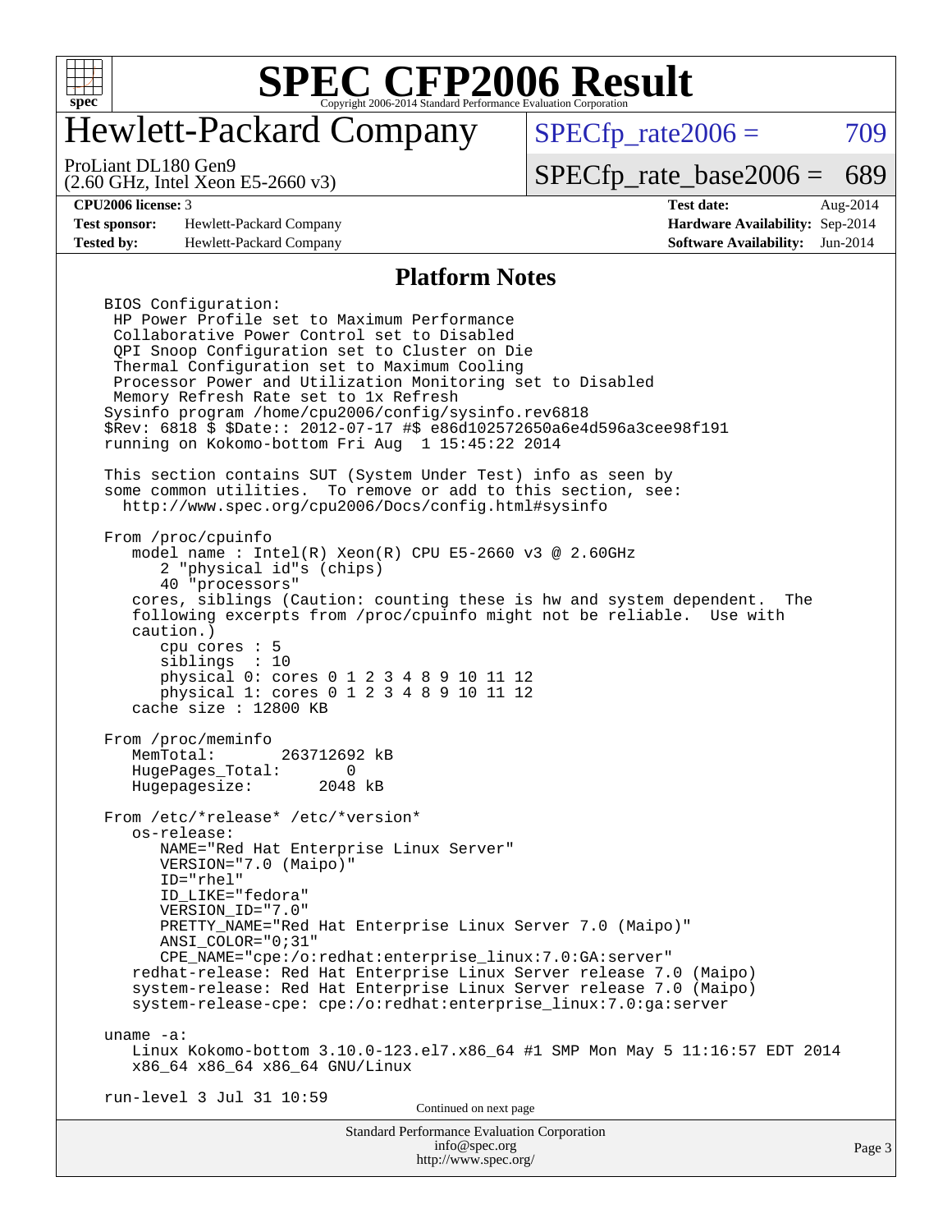# SPEC CFP2006 Result

Copyright 2006-2014 Standard Performance Evaluation Corporation

# Hewlett-Packard Company

ProLiant DL180 Gen9
(2.60 GHz, Intel Xeon E5-2660 v3)

SPECfp_rate2006 = 709

SPECfp_rate_base2006 = 689

| | | | |
|---|---|---|---|
| **CPU2006 license:** 3 | | **Test date:** | Aug-2014 |
| **Test sponsor:** | Hewlett-Packard Company | **Hardware Availability:** | Sep-2014 |
| **Tested by:** | Hewlett-Packard Company | **Software Availability:** | Jun-2014 |

## Platform Notes

```
BIOS Configuration:
 HP Power Profile set to Maximum Performance
 Collaborative Power Control set to Disabled
 QPI Snoop Configuration set to Cluster on Die
 Thermal Configuration set to Maximum Cooling
 Processor Power and Utilization Monitoring set to Disabled
 Memory Refresh Rate set to 1x Refresh
Sysinfo program /home/cpu2006/config/sysinfo.rev6818
$Rev: 6818 $ $Date:: 2012-07-17 #$ e86d102572650a6e4d596a3cee98f191
running on Kokomo-bottom Fri Aug  1 15:45:22 2014

This section contains SUT (System Under Test) info as seen by
some common utilities.  To remove or add to this section, see:
  http://www.spec.org/cpu2006/Docs/config.html#sysinfo

From /proc/cpuinfo
   model name : Intel(R) Xeon(R) CPU E5-2660 v3 @ 2.60GHz
      2 "physical id"s (chips)
      40 "processors"
   cores, siblings (Caution: counting these is hw and system dependent.  The
   following excerpts from /proc/cpuinfo might not be reliable.  Use with
   caution.)
      cpu cores : 5
      siblings  : 10
      physical 0: cores 0 1 2 3 4 8 9 10 11 12
      physical 1: cores 0 1 2 3 4 8 9 10 11 12
   cache size : 12800 KB

From /proc/meminfo
   MemTotal:       263712692 kB
   HugePages_Total:       0
   Hugepagesize:       2048 kB

From /etc/*release* /etc/*version*
   os-release:
      NAME="Red Hat Enterprise Linux Server"
      VERSION="7.0 (Maipo)"
      ID="rhel"
      ID_LIKE="fedora"
      VERSION_ID="7.0"
      PRETTY_NAME="Red Hat Enterprise Linux Server 7.0 (Maipo)"
      ANSI_COLOR="0;31"
      CPE_NAME="cpe:/o:redhat:enterprise_linux:7.0:GA:server"
   redhat-release: Red Hat Enterprise Linux Server release 7.0 (Maipo)
   system-release: Red Hat Enterprise Linux Server release 7.0 (Maipo)
   system-release-cpe: cpe:/o:redhat:enterprise_linux:7.0:ga:server

uname -a:
   Linux Kokomo-bottom 3.10.0-123.el7.x86_64 #1 SMP Mon May 5 11:16:57 EDT 2014
   x86_64 x86_64 x86_64 GNU/Linux

run-level 3 Jul 31 10:59
```

Continued on next page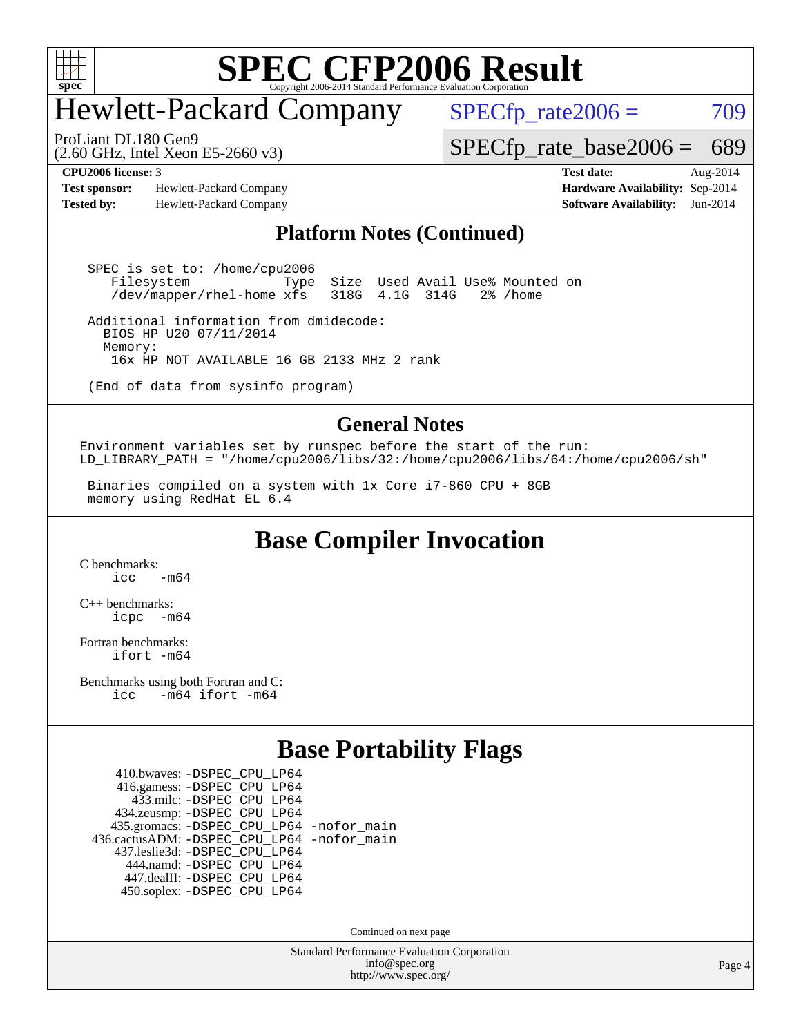# SPEC CFP2006 Result

Copyright 2006-2014 Standard Performance Evaluation Corporation

## Hewlett-Packard Company

ProLiant DL180 Gen9
(2.60 GHz, Intel Xeon E5-2660 v3)

SPECfp_rate2006 = 709

SPECfp_rate_base2006 = 689

**CPU2006 license:** 3
**Test sponsor:** Hewlett-Packard Company
**Tested by:** Hewlett-Packard Company

**Test date:** Aug-2014
**Hardware Availability:** Sep-2014
**Software Availability:** Jun-2014

## Platform Notes (Continued)

```
 SPEC is set to: /home/cpu2006
    Filesystem            Type  Size  Used Avail Use% Mounted on
    /dev/mapper/rhel-home xfs   318G  4.1G  314G   2% /home

 Additional information from dmidecode:
   BIOS HP U20 07/11/2014
   Memory:
     16x HP NOT AVAILABLE 16 GB 2133 MHz 2 rank

 (End of data from sysinfo program)
```

## General Notes

```
Environment variables set by runspec before the start of the run:
LD_LIBRARY_PATH = "/home/cpu2006/libs/32:/home/cpu2006/libs/64:/home/cpu2006/sh"

 Binaries compiled on a system with 1x Core i7-860 CPU + 8GB
 memory using RedHat EL 6.4
```

## Base Compiler Invocation

C benchmarks:
icc -m64

C++ benchmarks:
icpc -m64

Fortran benchmarks:
ifort -m64

Benchmarks using both Fortran and C:
icc -m64 ifort -m64

## Base Portability Flags

410.bwaves: -DSPEC_CPU_LP64
416.gamess: -DSPEC_CPU_LP64
433.milc: -DSPEC_CPU_LP64
434.zeusmp: -DSPEC_CPU_LP64
435.gromacs: -DSPEC_CPU_LP64 -nofor_main
436.cactusADM: -DSPEC_CPU_LP64 -nofor_main
437.leslie3d: -DSPEC_CPU_LP64
444.namd: -DSPEC_CPU_LP64
447.dealII: -DSPEC_CPU_LP64
450.soplex: -DSPEC_CPU_LP64

Continued on next page

Standard Performance Evaluation Corporation
info@spec.org
http://www.spec.org/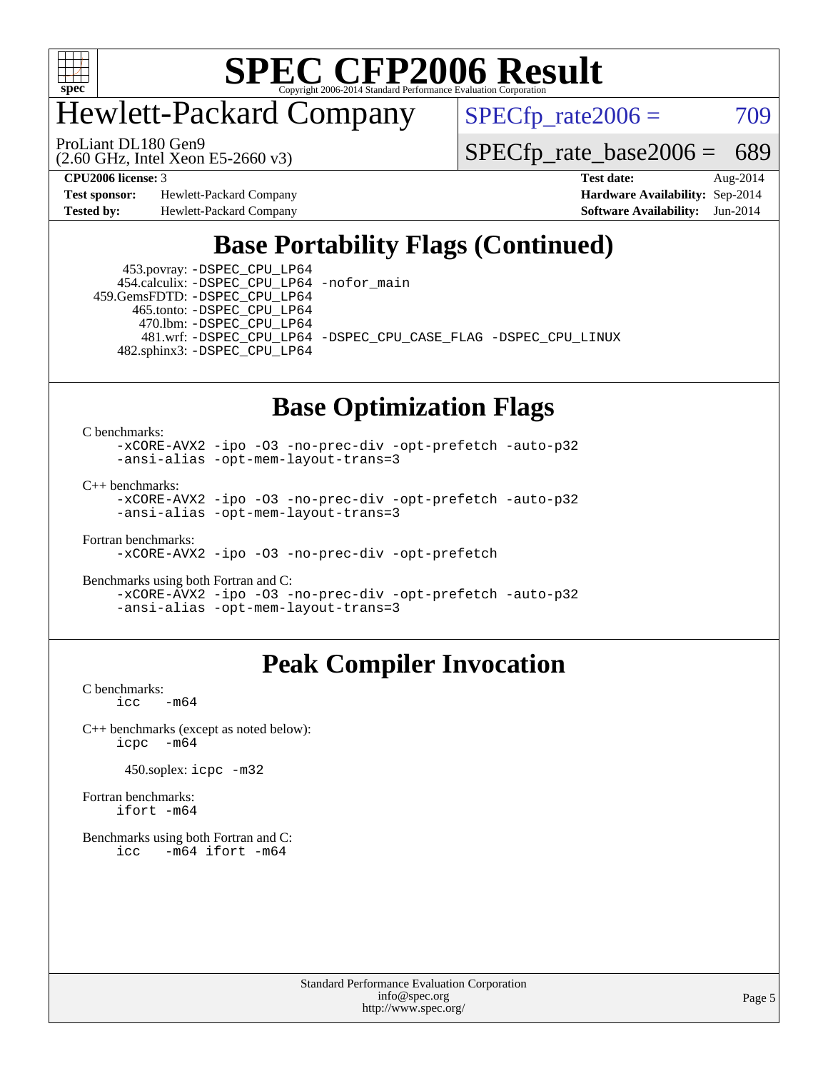# Hewlett-Packard Company

ProLiant DL180 Gen9
(2.60 GHz, Intel Xeon E5-2660 v3)

SPECfp_rate2006 = 709

SPECfp_rate_base2006 = 689

**CPU2006 license:** 3
**Test sponsor:** Hewlett-Packard Company
**Tested by:** Hewlett-Packard Company

**Test date:** Aug-2014
**Hardware Availability:** Sep-2014
**Software Availability:** Jun-2014

## Base Portability Flags (Continued)

453.povray: `-DSPEC_CPU_LP64`
454.calculix: `-DSPEC_CPU_LP64 -nofor_main`
459.GemsFDTD: `-DSPEC_CPU_LP64`
465.tonto: `-DSPEC_CPU_LP64`
470.lbm: `-DSPEC_CPU_LP64`
481.wrf: `-DSPEC_CPU_LP64 -DSPEC_CPU_CASE_FLAG -DSPEC_CPU_LINUX`
482.sphinx3: `-DSPEC_CPU_LP64`

## Base Optimization Flags

C benchmarks:
```
-xCORE-AVX2 -ipo -O3 -no-prec-div -opt-prefetch -auto-p32
-ansi-alias -opt-mem-layout-trans=3
```

C++ benchmarks:
```
-xCORE-AVX2 -ipo -O3 -no-prec-div -opt-prefetch -auto-p32
-ansi-alias -opt-mem-layout-trans=3
```

Fortran benchmarks:
```
-xCORE-AVX2 -ipo -O3 -no-prec-div -opt-prefetch
```

Benchmarks using both Fortran and C:
```
-xCORE-AVX2 -ipo -O3 -no-prec-div -opt-prefetch -auto-p32
-ansi-alias -opt-mem-layout-trans=3
```

## Peak Compiler Invocation

C benchmarks:
```
icc   -m64
```

C++ benchmarks (except as noted below):
```
icpc  -m64
```

450.soplex: `icpc -m32`

Fortran benchmarks:
```
ifort -m64
```

Benchmarks using both Fortran and C:
```
icc   -m64 ifort -m64
```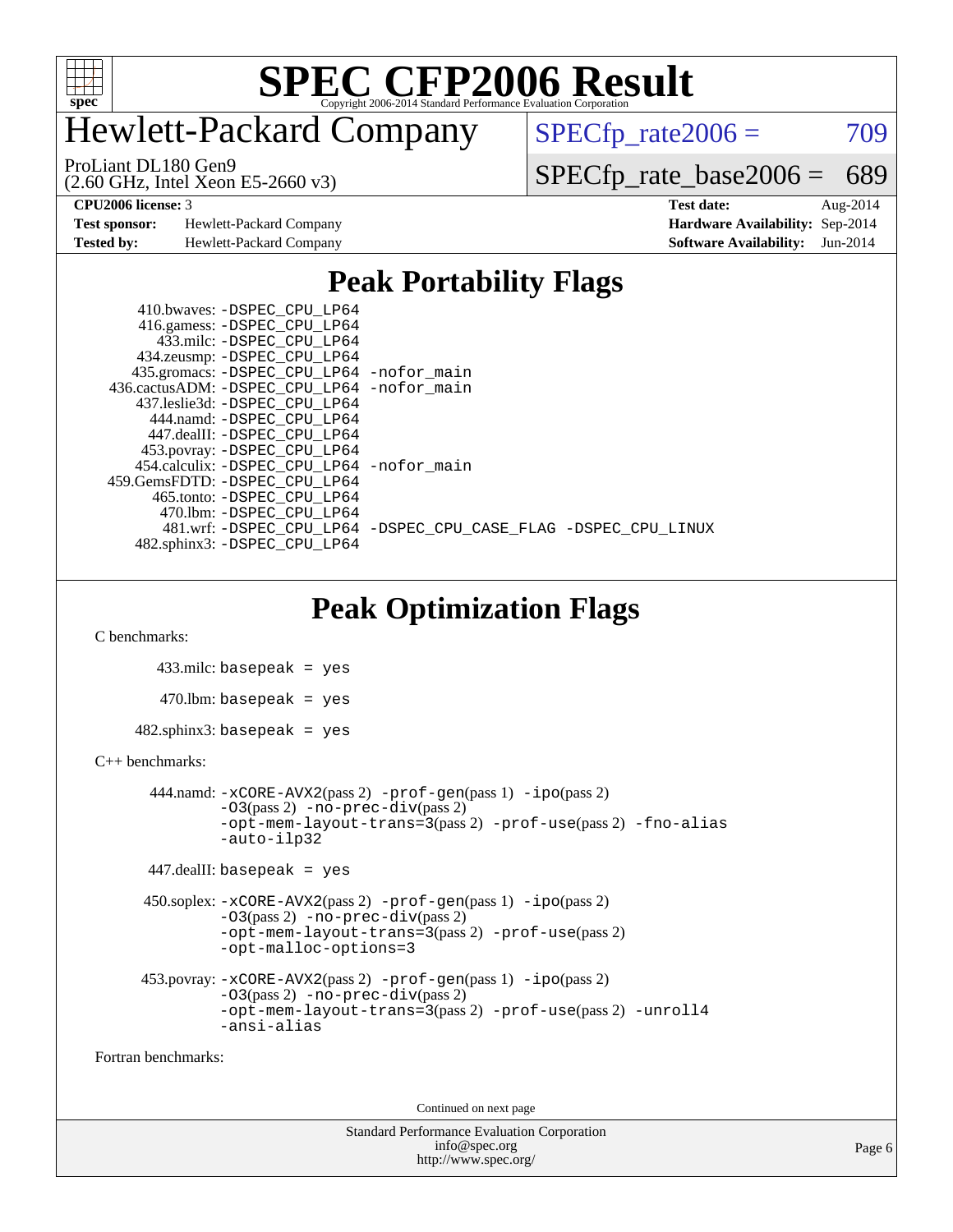# SPEC CFP2006 Result

Copyright 2006-2014 Standard Performance Evaluation Corporation

## Hewlett-Packard Company

ProLiant DL180 Gen9
(2.60 GHz, Intel Xeon E5-2660 v3)

SPECfp_rate2006 = 709

SPECfp_rate_base2006 = 689

**CPU2006 license:** 3
**Test sponsor:** Hewlett-Packard Company
**Tested by:** Hewlett-Packard Company

**Test date:** Aug-2014
**Hardware Availability:** Sep-2014
**Software Availability:** Jun-2014

## Peak Portability Flags

410.bwaves: -DSPEC_CPU_LP64
416.gamess: -DSPEC_CPU_LP64
433.milc: -DSPEC_CPU_LP64
434.zeusmp: -DSPEC_CPU_LP64
435.gromacs: -DSPEC_CPU_LP64 -nofor_main
436.cactusADM: -DSPEC_CPU_LP64 -nofor_main
437.leslie3d: -DSPEC_CPU_LP64
444.namd: -DSPEC_CPU_LP64
447.dealII: -DSPEC_CPU_LP64
453.povray: -DSPEC_CPU_LP64
454.calculix: -DSPEC_CPU_LP64 -nofor_main
459.GemsFDTD: -DSPEC_CPU_LP64
465.tonto: -DSPEC_CPU_LP64
470.lbm: -DSPEC_CPU_LP64
481.wrf: -DSPEC_CPU_LP64 -DSPEC_CPU_CASE_FLAG -DSPEC_CPU_LINUX
482.sphinx3: -DSPEC_CPU_LP64

## Peak Optimization Flags

C benchmarks:

433.milc: basepeak = yes

470.lbm: basepeak = yes

482.sphinx3: basepeak = yes

C++ benchmarks:

444.namd: -xCORE-AVX2(pass 2) -prof-gen(pass 1) -ipo(pass 2) -O3(pass 2) -no-prec-div(pass 2) -opt-mem-layout-trans=3(pass 2) -prof-use(pass 2) -fno-alias -auto-ilp32

447.dealII: basepeak = yes

450.soplex: -xCORE-AVX2(pass 2) -prof-gen(pass 1) -ipo(pass 2) -O3(pass 2) -no-prec-div(pass 2) -opt-mem-layout-trans=3(pass 2) -prof-use(pass 2) -opt-malloc-options=3

453.povray: -xCORE-AVX2(pass 2) -prof-gen(pass 1) -ipo(pass 2) -O3(pass 2) -no-prec-div(pass 2) -opt-mem-layout-trans=3(pass 2) -prof-use(pass 2) -unroll4 -ansi-alias

Fortran benchmarks:

Continued on next page

Standard Performance Evaluation Corporation
info@spec.org
http://www.spec.org/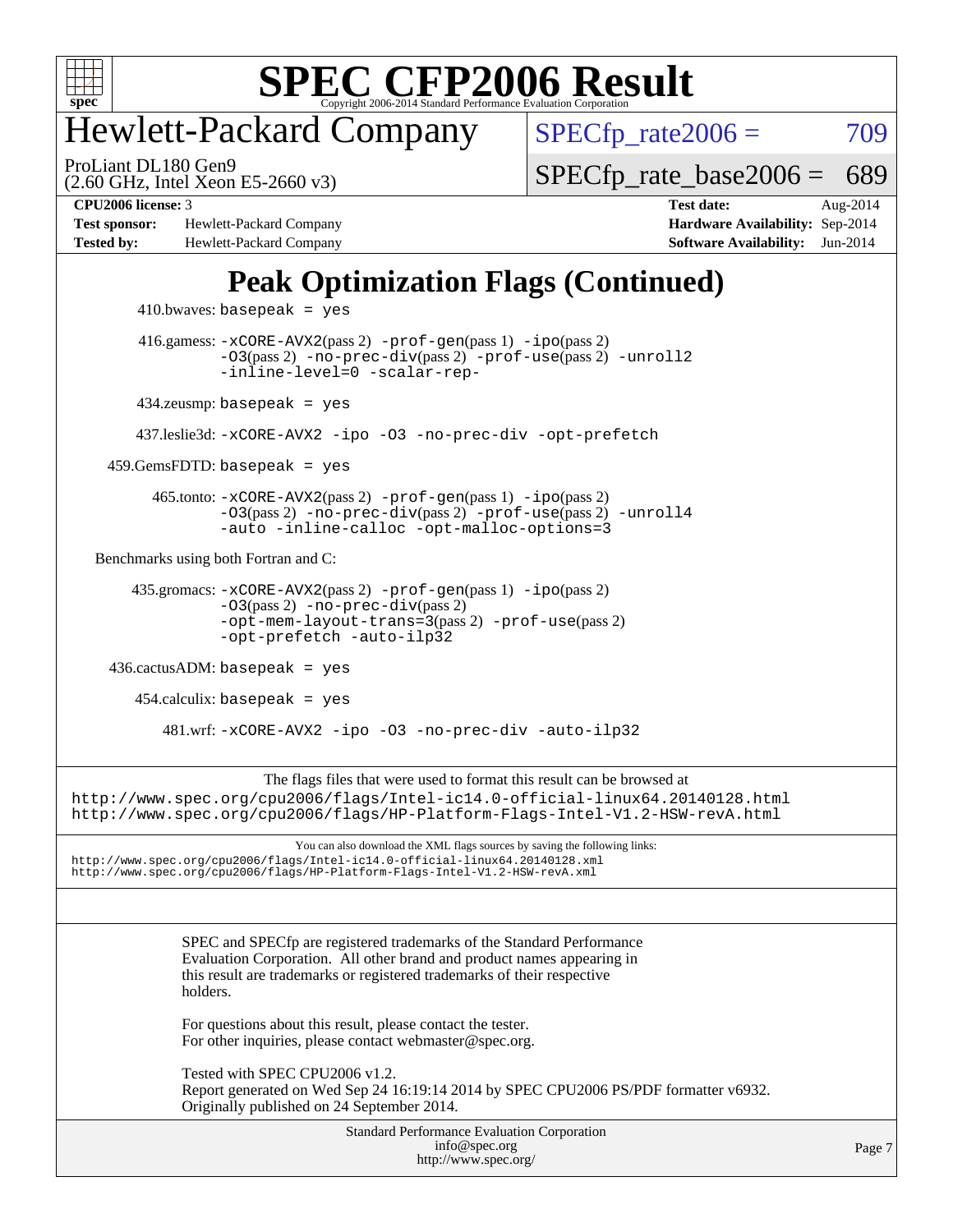# Hewlett-Packard Company

ProLiant DL180 Gen9
(2.60 GHz, Intel Xeon E5-2660 v3)

SPECfp_rate2006 = 709

SPECfp_rate_base2006 = 689

**CPU2006 license:** 3
**Test sponsor:** Hewlett-Packard Company
**Tested by:** Hewlett-Packard Company

**Test date:** Aug-2014
**Hardware Availability:** Sep-2014
**Software Availability:** Jun-2014

## Peak Optimization Flags (Continued)

410.bwaves: basepeak = yes

416.gamess: -xCORE-AVX2(pass 2) -prof-gen(pass 1) -ipo(pass 2) -O3(pass 2) -no-prec-div(pass 2) -prof-use(pass 2) -unroll2 -inline-level=0 -scalar-rep-

434.zeusmp: basepeak = yes

437.leslie3d: -xCORE-AVX2 -ipo -O3 -no-prec-div -opt-prefetch

459.GemsFDTD: basepeak = yes

465.tonto: -xCORE-AVX2(pass 2) -prof-gen(pass 1) -ipo(pass 2) -O3(pass 2) -no-prec-div(pass 2) -prof-use(pass 2) -unroll4 -auto -inline-calloc -opt-malloc-options=3

Benchmarks using both Fortran and C:

435.gromacs: -xCORE-AVX2(pass 2) -prof-gen(pass 1) -ipo(pass 2) -O3(pass 2) -no-prec-div(pass 2) -opt-mem-layout-trans=3(pass 2) -prof-use(pass 2) -opt-prefetch -auto-ilp32

436.cactusADM: basepeak = yes

454.calculix: basepeak = yes

481.wrf: -xCORE-AVX2 -ipo -O3 -no-prec-div -auto-ilp32

The flags files that were used to format this result can be browsed at
http://www.spec.org/cpu2006/flags/Intel-ic14.0-official-linux64.20140128.html
http://www.spec.org/cpu2006/flags/HP-Platform-Flags-Intel-V1.2-HSW-revA.html

You can also download the XML flags sources by saving the following links:
http://www.spec.org/cpu2006/flags/Intel-ic14.0-official-linux64.20140128.xml
http://www.spec.org/cpu2006/flags/HP-Platform-Flags-Intel-V1.2-HSW-revA.xml

SPEC and SPECfp are registered trademarks of the Standard Performance Evaluation Corporation. All other brand and product names appearing in this result are trademarks or registered trademarks of their respective holders.

For questions about this result, please contact the tester.
For other inquiries, please contact webmaster@spec.org.

Tested with SPEC CPU2006 v1.2.
Report generated on Wed Sep 24 16:19:14 2014 by SPEC CPU2006 PS/PDF formatter v6932.
Originally published on 24 September 2014.